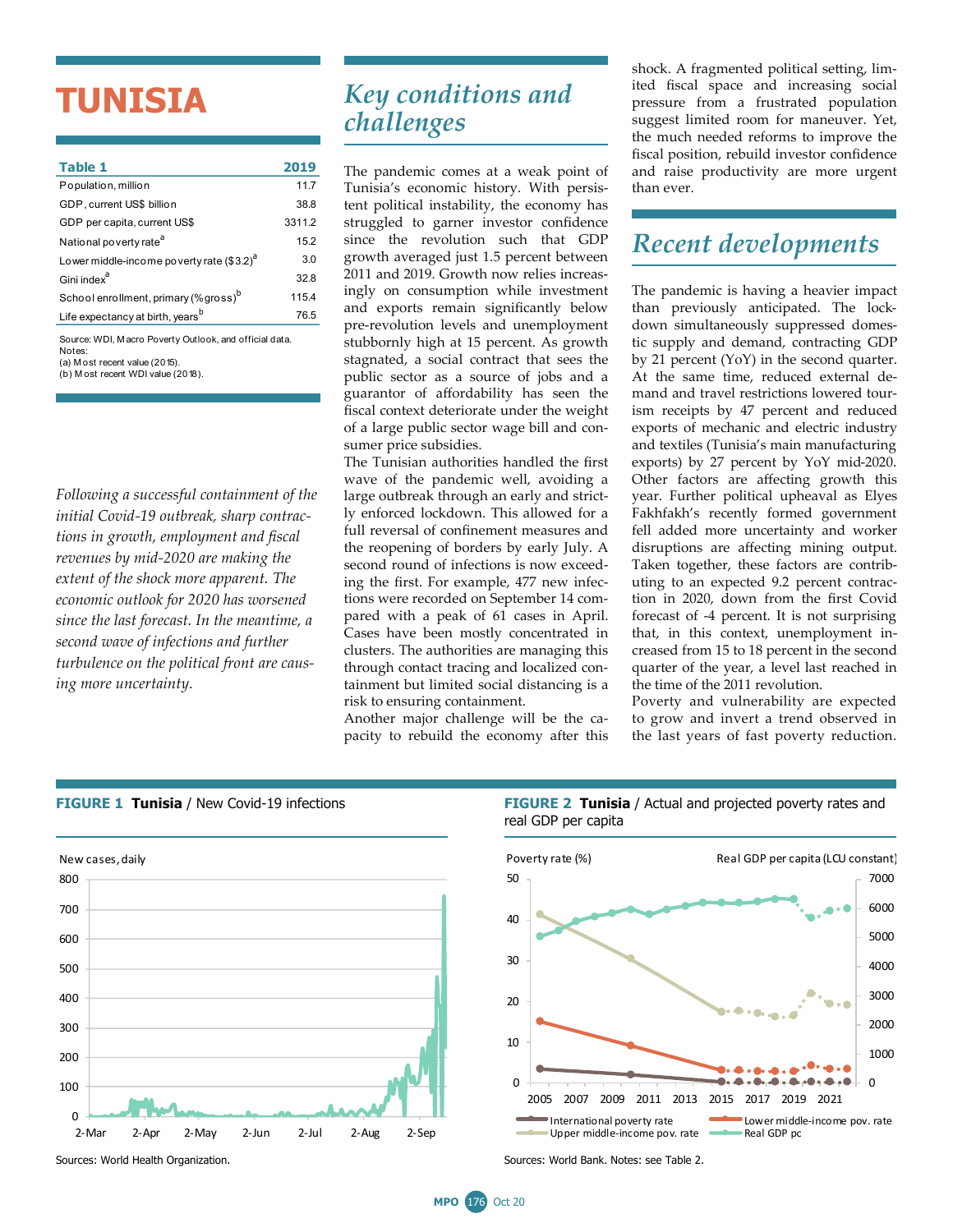# TUNISIA

| Table 1 | 2019 |
|---|---|
| Population, million | 11.7 |
| GDP, current US$ billion | 38.8 |
| GDP per capita, current US$ | 3311.2 |
| National poverty rate[a] | 15.2 |
| Lower middle-income poverty rate ($3.2)[a] | 3.0 |
| Gini index[a] | 32.8 |
| School enrollment, primary (% gross)[b] | 115.4 |
| Life expectancy at birth, years[b] | 76.5 |

Source: WDI, Macro Poverty Outlook, and official data.
Notes:
(a) Most recent value (2015).
(b) Most recent WDI value (2018).

*Following a successful containment of the initial Covid-19 outbreak, sharp contractions in growth, employment and fiscal revenues by mid-2020 are making the extent of the shock more apparent. The economic outlook for 2020 has worsened since the last forecast. In the meantime, a second wave of infections and further turbulence on the political front are causing more uncertainty.*

## Key conditions and challenges

The pandemic comes at a weak point of Tunisia's economic history. With persistent political instability, the economy has struggled to garner investor confidence since the revolution such that GDP growth averaged just 1.5 percent between 2011 and 2019. Growth now relies increasingly on consumption while investment and exports remain significantly below pre-revolution levels and unemployment stubbornly high at 15 percent. As growth stagnated, a social contract that sees the public sector as a source of jobs and a guarantor of affordability has seen the fiscal context deteriorate under the weight of a large public sector wage bill and consumer price subsidies.

The Tunisian authorities handled the first wave of the pandemic well, avoiding a large outbreak through an early and strictly enforced lockdown. This allowed for a full reversal of confinement measures and the reopening of borders by early July. A second round of infections is now exceeding the first. For example, 477 new infections were recorded on September 14 compared with a peak of 61 cases in April. Cases have been mostly concentrated in clusters. The authorities are managing this through contact tracing and localized containment but limited social distancing is a risk to ensuring containment.

Another major challenge will be the capacity to rebuild the economy after this shock. A fragmented political setting, limited fiscal space and increasing social pressure from a frustrated population suggest limited room for maneuver. Yet, the much needed reforms to improve the fiscal position, rebuild investor confidence and raise productivity are more urgent than ever.

## Recent developments

The pandemic is having a heavier impact than previously anticipated. The lockdown simultaneously suppressed domestic supply and demand, contracting GDP by 21 percent (YoY) in the second quarter. At the same time, reduced external demand and travel restrictions lowered tourism receipts by 47 percent and reduced exports of mechanic and electric industry and textiles (Tunisia's main manufacturing exports) by 27 percent by YoY mid-2020. Other factors are affecting growth this year. Further political upheaval as Elyes Fakhfakh's recently formed government fell added more uncertainty and worker disruptions are affecting mining output. Taken together, these factors are contributing to an expected 9.2 percent contraction in 2020, down from the first Covid forecast of -4 percent. It is not surprising that, in this context, unemployment increased from 15 to 18 percent in the second quarter of the year, a level last reached in the time of the 2011 revolution.

Poverty and vulnerability are expected to grow and invert a trend observed in the last years of fast poverty reduction.

**FIGURE 1 Tunisia** / New Covid-19 infections

Sources: World Health Organization.

**FIGURE 2 Tunisia** / Actual and projected poverty rates and real GDP per capita

Sources: World Bank. Notes: see Table 2.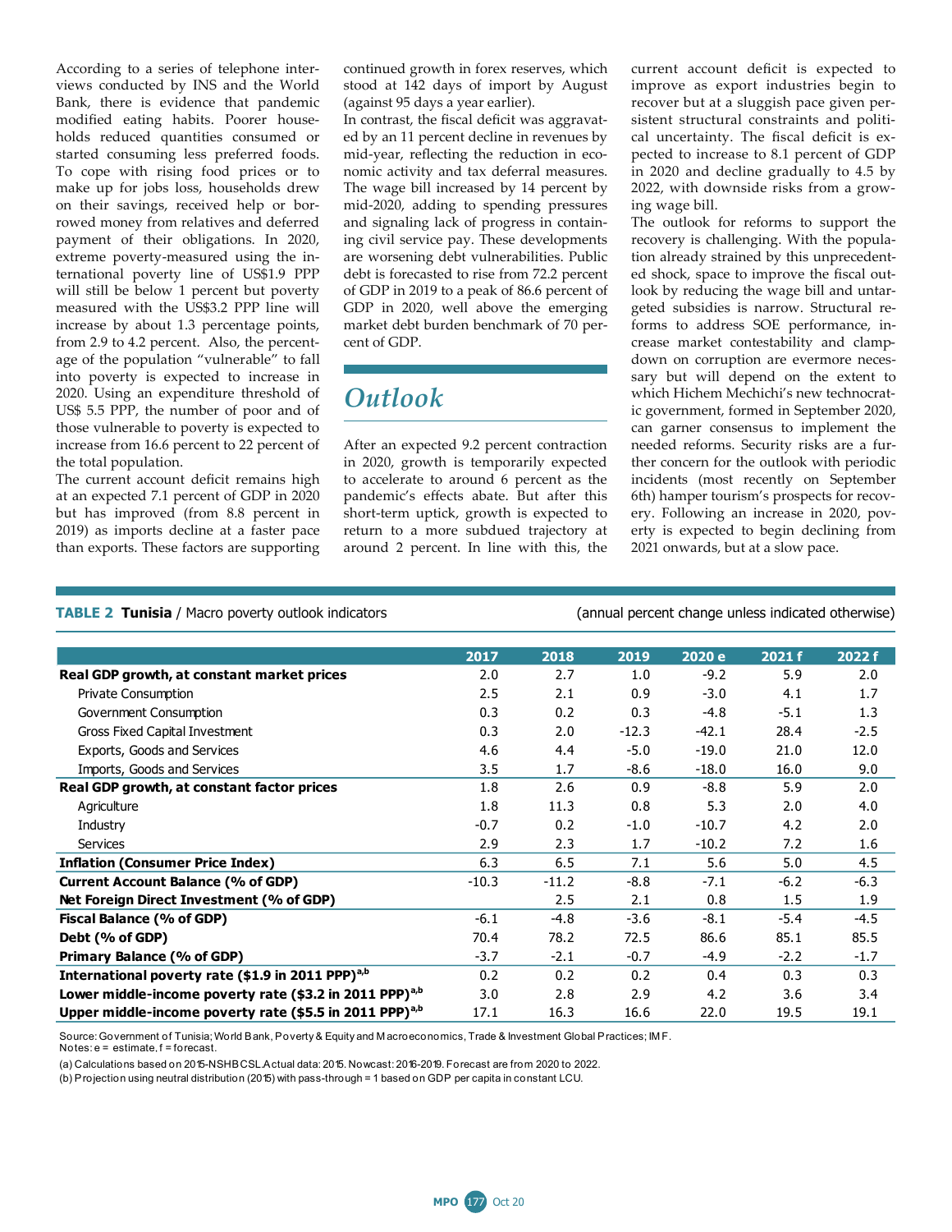According to a series of telephone interviews conducted by INS and the World Bank, there is evidence that pandemic modified eating habits. Poorer households reduced quantities consumed or started consuming less preferred foods. To cope with rising food prices or to make up for jobs loss, households drew on their savings, received help or borrowed money from relatives and deferred payment of their obligations. In 2020, extreme poverty-measured using the international poverty line of US$1.9 PPP will still be below 1 percent but poverty measured with the US$3.2 PPP line will increase by about 1.3 percentage points, from 2.9 to 4.2 percent. Also, the percentage of the population "vulnerable" to fall into poverty is expected to increase in 2020. Using an expenditure threshold of US$ 5.5 PPP, the number of poor and of those vulnerable to poverty is expected to increase from 16.6 percent to 22 percent of the total population.

The current account deficit remains high at an expected 7.1 percent of GDP in 2020 but has improved (from 8.8 percent in 2019) as imports decline at a faster pace than exports. These factors are supporting continued growth in forex reserves, which stood at 142 days of import by August (against 95 days a year earlier).

In contrast, the fiscal deficit was aggravated by an 11 percent decline in revenues by mid-year, reflecting the reduction in economic activity and tax deferral measures. The wage bill increased by 14 percent by mid-2020, adding to spending pressures and signaling lack of progress in containing civil service pay. These developments are worsening debt vulnerabilities. Public debt is forecasted to rise from 72.2 percent of GDP in 2019 to a peak of 86.6 percent of GDP in 2020, well above the emerging market debt burden benchmark of 70 percent of GDP.

## *Outlook*

After an expected 9.2 percent contraction in 2020, growth is temporarily expected to accelerate to around 6 percent as the pandemic's effects abate. But after this short-term uptick, growth is expected to return to a more subdued trajectory at around 2 percent. In line with this, the current account deficit is expected to improve as export industries begin to recover but at a sluggish pace given persistent structural constraints and political uncertainty. The fiscal deficit is expected to increase to 8.1 percent of GDP in 2020 and decline gradually to 4.5 by 2022, with downside risks from a growing wage bill.

The outlook for reforms to support the recovery is challenging. With the population already strained by this unprecedented shock, space to improve the fiscal outlook by reducing the wage bill and untargeted subsidies is narrow. Structural reforms to address SOE performance, increase market contestability and clampdown on corruption are evermore necessary but will depend on the extent to which Hichem Mechichi's new technocratic government, formed in September 2020, can garner consensus to implement the needed reforms. Security risks are a further concern for the outlook with periodic incidents (most recently on September 6th) hamper tourism's prospects for recovery. Following an increase in 2020, poverty is expected to begin declining from 2021 onwards, but at a slow pace.

**TABLE 2 Tunisia** / Macro poverty outlook indicators (annual percent change unless indicated otherwise)

| | 2017 | 2018 | 2019 | 2020 e | 2021 f | 2022 f |
|---|---|---|---|---|---|---|
| **Real GDP growth, at constant market prices** | 2.0 | 2.7 | 1.0 | -9.2 | 5.9 | 2.0 |
| Private Consumption | 2.5 | 2.1 | 0.9 | -3.0 | 4.1 | 1.7 |
| Government Consumption | 0.3 | 0.2 | 0.3 | -4.8 | -5.1 | 1.3 |
| Gross Fixed Capital Investment | 0.3 | 2.0 | -12.3 | -42.1 | 28.4 | -2.5 |
| Exports, Goods and Services | 4.6 | 4.4 | -5.0 | -19.0 | 21.0 | 12.0 |
| Imports, Goods and Services | 3.5 | 1.7 | -8.6 | -18.0 | 16.0 | 9.0 |
| **Real GDP growth, at constant factor prices** | 1.8 | 2.6 | 0.9 | -8.8 | 5.9 | 2.0 |
| Agriculture | 1.8 | 11.3 | 0.8 | 5.3 | 2.0 | 4.0 |
| Industry | -0.7 | 0.2 | -1.0 | -10.7 | 4.2 | 2.0 |
| Services | 2.9 | 2.3 | 1.7 | -10.2 | 7.2 | 1.6 |
| **Inflation (Consumer Price Index)** | 6.3 | 6.5 | 7.1 | 5.6 | 5.0 | 4.5 |
| **Current Account Balance (% of GDP)** | -10.3 | -11.2 | -8.8 | -7.1 | -6.2 | -6.3 |
| **Net Foreign Direct Investment (% of GDP)** | | 2.5 | 2.1 | 0.8 | 1.5 | 1.9 |
| **Fiscal Balance (% of GDP)** | -6.1 | -4.8 | -3.6 | -8.1 | -5.4 | -4.5 |
| **Debt (% of GDP)** | 70.4 | 78.2 | 72.5 | 86.6 | 85.1 | 85.5 |
| **Primary Balance (% of GDP)** | -3.7 | -2.1 | -0.7 | -4.9 | -2.2 | -1.7 |
| **International poverty rate ($1.9 in 2011 PPP)[a,b]** | 0.2 | 0.2 | 0.2 | 0.4 | 0.3 | 0.3 |
| **Lower middle-income poverty rate ($3.2 in 2011 PPP)[a,b]** | 3.0 | 2.8 | 2.9 | 4.2 | 3.6 | 3.4 |
| **Upper middle-income poverty rate ($5.5 in 2011 PPP)[a,b]** | 17.1 | 16.3 | 16.6 | 22.0 | 19.5 | 19.1 |

Source: Government of Tunisia; World Bank, Poverty & Equity and Macroeconomics, Trade & Investment Global Practices; IMF.
Notes: e = estimate, f = forecast.

(a) Calculations based on 2015-NSHBCSL.Actual data: 2015. Nowcast: 2016-2019. Forecast are from 2020 to 2022.

(b) Projection using neutral distribution (2015) with pass-through = 1 based on GDP per capita in constant LCU.